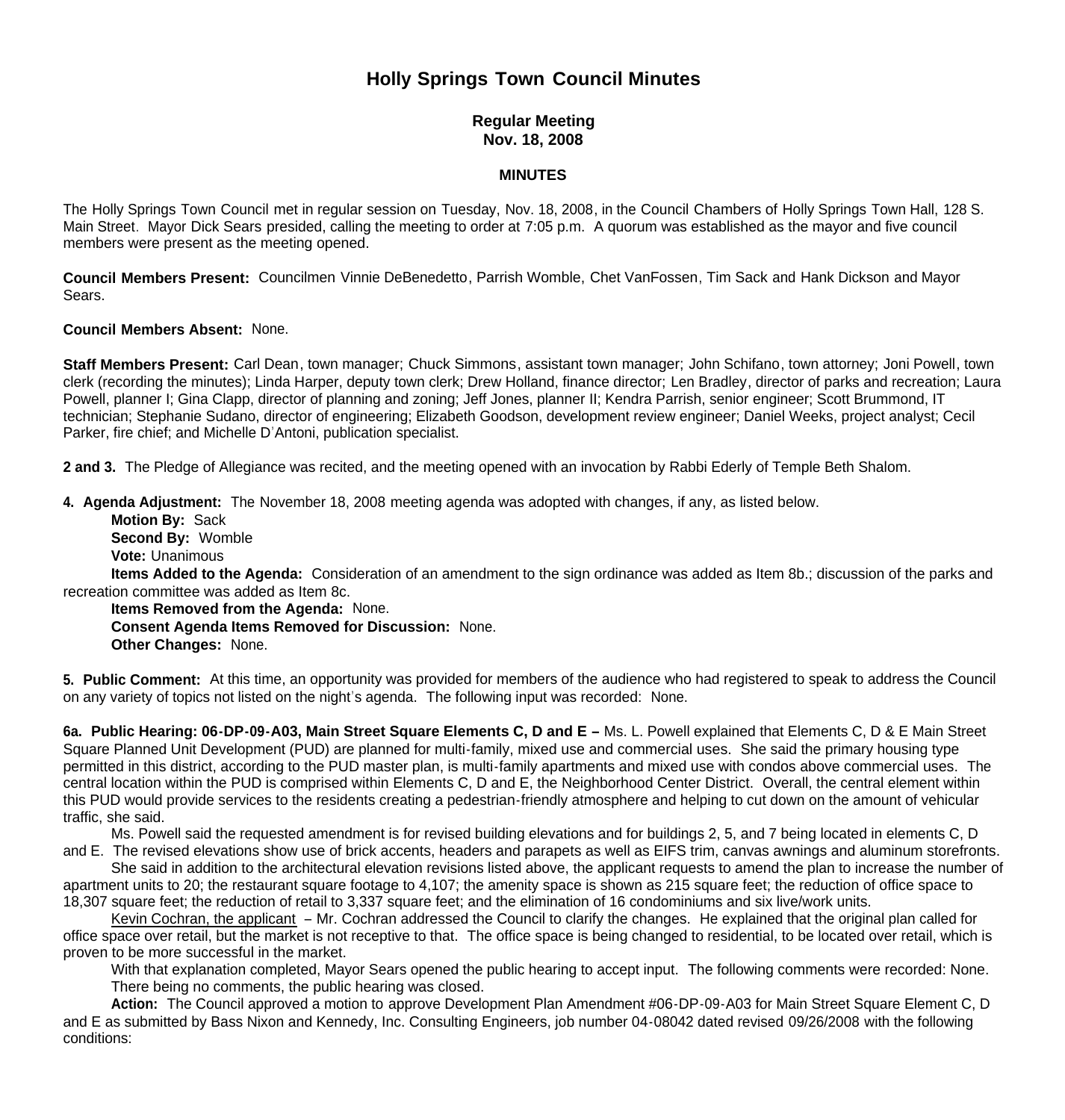# Holly Springs Town Council Minutes

## Regular Meeting
## Nov. 18, 2008

### MINUTES

The Holly Springs Town Council met in regular session on Tuesday, Nov. 18, 2008, in the Council Chambers of Holly Springs Town Hall, 128 S. Main Street. Mayor Dick Sears presided, calling the meeting to order at 7:05 p.m. A quorum was established as the mayor and five council members were present as the meeting opened.

**Council Members Present:** Councilmen Vinnie DeBenedetto, Parrish Womble, Chet VanFossen, Tim Sack and Hank Dickson and Mayor Sears.

**Council Members Absent:** None.

**Staff Members Present:** Carl Dean, town manager; Chuck Simmons, assistant town manager; John Schifano, town attorney; Joni Powell, town clerk (recording the minutes); Linda Harper, deputy town clerk; Drew Holland, finance director; Len Bradley, director of parks and recreation; Laura Powell, planner I; Gina Clapp, director of planning and zoning; Jeff Jones, planner II; Kendra Parrish, senior engineer; Scott Brummond, IT technician; Stephanie Sudano, director of engineering; Elizabeth Goodson, development review engineer; Daniel Weeks, project analyst; Cecil Parker, fire chief; and Michelle D'Antoni, publication specialist.

**2 and 3.** The Pledge of Allegiance was recited, and the meeting opened with an invocation by Rabbi Ederly of Temple Beth Shalom.

**4. Agenda Adjustment:** The November 18, 2008 meeting agenda was adopted with changes, if any, as listed below.

**Motion By:** Sack
**Second By:** Womble
**Vote:** Unanimous

**Items Added to the Agenda:** Consideration of an amendment to the sign ordinance was added as Item 8b.; discussion of the parks and recreation committee was added as Item 8c.

**Items Removed from the Agenda:** None.
**Consent Agenda Items Removed for Discussion:** None.
**Other Changes:** None.

**5. Public Comment:** At this time, an opportunity was provided for members of the audience who had registered to speak to address the Council on any variety of topics not listed on the night's agenda. The following input was recorded: None.

**6a. Public Hearing: 06-DP-09-A03, Main Street Square Elements C, D and E –** Ms. L. Powell explained that Elements C, D & E Main Street Square Planned Unit Development (PUD) are planned for multi-family, mixed use and commercial uses. She said the primary housing type permitted in this district, according to the PUD master plan, is multi-family apartments and mixed use with condos above commercial uses. The central location within the PUD is comprised within Elements C, D and E, the Neighborhood Center District. Overall, the central element within this PUD would provide services to the residents creating a pedestrian-friendly atmosphere and helping to cut down on the amount of vehicular traffic, she said.

Ms. Powell said the requested amendment is for revised building elevations and for buildings 2, 5, and 7 being located in elements C, D and E. The revised elevations show use of brick accents, headers and parapets as well as EIFS trim, canvas awnings and aluminum storefronts.

She said in addition to the architectural elevation revisions listed above, the applicant requests to amend the plan to increase the number of apartment units to 20; the restaurant square footage to 4,107; the amenity space is shown as 215 square feet; the reduction of office space to 18,307 square feet; the reduction of retail to 3,337 square feet; and the elimination of 16 condominiums and six live/work units.

Kevin Cochran, the applicant – Mr. Cochran addressed the Council to clarify the changes. He explained that the original plan called for office space over retail, but the market is not receptive to that. The office space is being changed to residential, to be located over retail, which is proven to be more successful in the market.

With that explanation completed, Mayor Sears opened the public hearing to accept input. The following comments were recorded: None.

There being no comments, the public hearing was closed.

**Action:** The Council approved a motion to approve Development Plan Amendment #06-DP-09-A03 for Main Street Square Element C, D and E as submitted by Bass Nixon and Kennedy, Inc. Consulting Engineers, job number 04-08042 dated revised 09/26/2008 with the following conditions: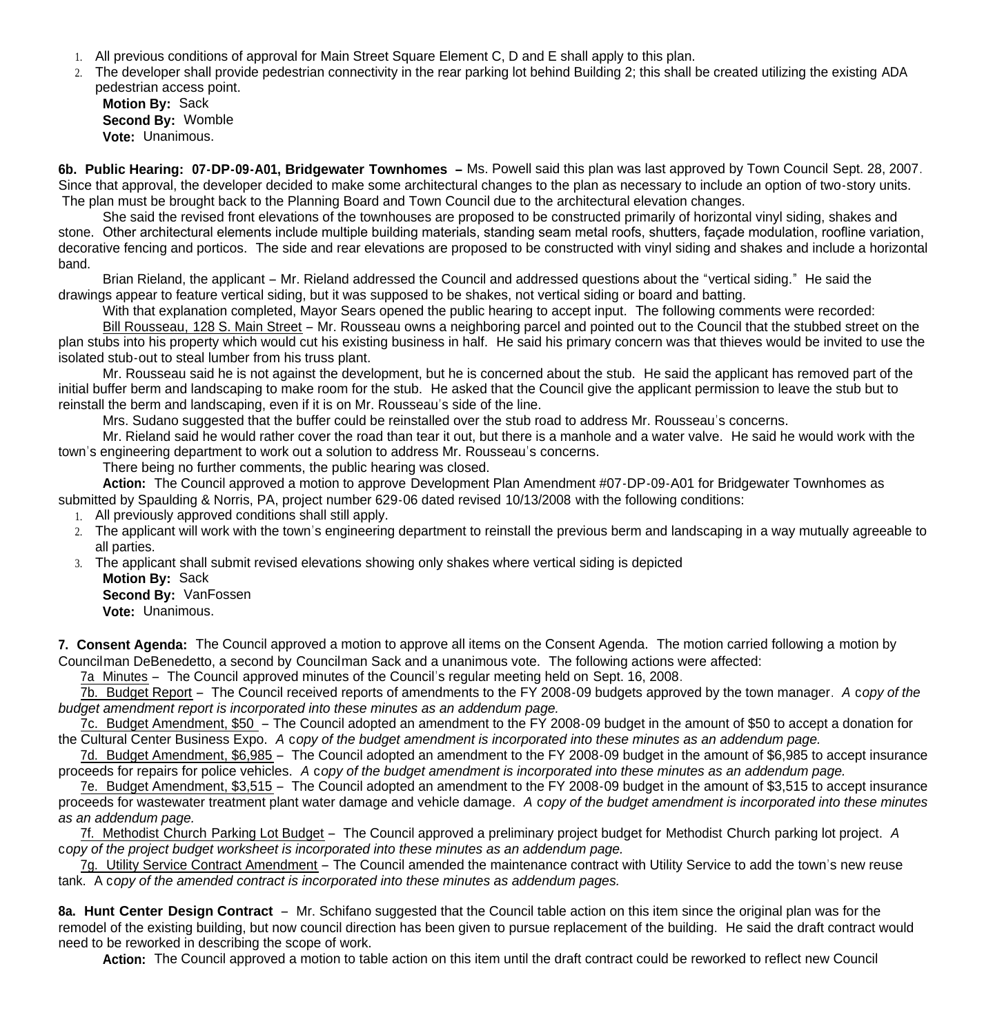1. All previous conditions of approval for Main Street Square Element C, D and E shall apply to this plan.
2. The developer shall provide pedestrian connectivity in the rear parking lot behind Building 2; this shall be created utilizing the existing ADA pedestrian access point.

   **Motion By:** Sack
   **Second By:** Womble
   **Vote:** Unanimous.

**6b. Public Hearing: 07-DP-09-A01, Bridgewater Townhomes –** Ms. Powell said this plan was last approved by Town Council Sept. 28, 2007. Since that approval, the developer decided to make some architectural changes to the plan as necessary to include an option of two-story units. The plan must be brought back to the Planning Board and Town Council due to the architectural elevation changes.

She said the revised front elevations of the townhouses are proposed to be constructed primarily of horizontal vinyl siding, shakes and stone. Other architectural elements include multiple building materials, standing seam metal roofs, shutters, façade modulation, roofline variation, decorative fencing and porticos. The side and rear elevations are proposed to be constructed with vinyl siding and shakes and include a horizontal band.

Brian Rieland, the applicant – Mr. Rieland addressed the Council and addressed questions about the "vertical siding." He said the drawings appear to feature vertical siding, but it was supposed to be shakes, not vertical siding or board and batting.

With that explanation completed, Mayor Sears opened the public hearing to accept input. The following comments were recorded:

Bill Rousseau, 128 S. Main Street – Mr. Rousseau owns a neighboring parcel and pointed out to the Council that the stubbed street on the plan stubs into his property which would cut his existing business in half. He said his primary concern was that thieves would be invited to use the isolated stub-out to steal lumber from his truss plant.

Mr. Rousseau said he is not against the development, but he is concerned about the stub. He said the applicant has removed part of the initial buffer berm and landscaping to make room for the stub. He asked that the Council give the applicant permission to leave the stub but to reinstall the berm and landscaping, even if it is on Mr. Rousseau's side of the line.

Mrs. Sudano suggested that the buffer could be reinstalled over the stub road to address Mr. Rousseau's concerns.

Mr. Rieland said he would rather cover the road than tear it out, but there is a manhole and a water valve. He said he would work with the town's engineering department to work out a solution to address Mr. Rousseau's concerns.

There being no further comments, the public hearing was closed.

**Action:** The Council approved a motion to approve Development Plan Amendment #07-DP-09-A01 for Bridgewater Townhomes as submitted by Spaulding & Norris, PA, project number 629-06 dated revised 10/13/2008 with the following conditions:

1. All previously approved conditions shall still apply.
2. The applicant will work with the town's engineering department to reinstall the previous berm and landscaping in a way mutually agreeable to all parties.
3. The applicant shall submit revised elevations showing only shakes where vertical siding is depicted

   **Motion By:** Sack
   **Second By:** VanFossen
   **Vote:** Unanimous.

**7. Consent Agenda:** The Council approved a motion to approve all items on the Consent Agenda. The motion carried following a motion by Councilman DeBenedetto, a second by Councilman Sack and a unanimous vote. The following actions were affected:

7a Minutes – The Council approved minutes of the Council's regular meeting held on Sept. 16, 2008.

7b. Budget Report – The Council received reports of amendments to the FY 2008-09 budgets approved by the town manager. *A copy of the budget amendment report is incorporated into these minutes as an addendum page.*

7c. Budget Amendment, $50 – The Council adopted an amendment to the FY 2008-09 budget in the amount of $50 to accept a donation for the Cultural Center Business Expo. *A copy of the budget amendment is incorporated into these minutes as an addendum page.*

7d. Budget Amendment, $6,985 – The Council adopted an amendment to the FY 2008-09 budget in the amount of $6,985 to accept insurance proceeds for repairs for police vehicles. *A copy of the budget amendment is incorporated into these minutes as an addendum page.*

7e. Budget Amendment, $3,515 – The Council adopted an amendment to the FY 2008-09 budget in the amount of $3,515 to accept insurance proceeds for wastewater treatment plant water damage and vehicle damage. *A copy of the budget amendment is incorporated into these minutes as an addendum page.*

7f. Methodist Church Parking Lot Budget – The Council approved a preliminary project budget for Methodist Church parking lot project. *A copy of the project budget worksheet is incorporated into these minutes as an addendum page.*

7g. Utility Service Contract Amendment – The Council amended the maintenance contract with Utility Service to add the town's new reuse tank. A c*opy of the amended contract is incorporated into these minutes as addendum pages.*

**8a. Hunt Center Design Contract** – Mr. Schifano suggested that the Council table action on this item since the original plan was for the remodel of the existing building, but now council direction has been given to pursue replacement of the building. He said the draft contract would need to be reworked in describing the scope of work.

**Action:** The Council approved a motion to table action on this item until the draft contract could be reworked to reflect new Council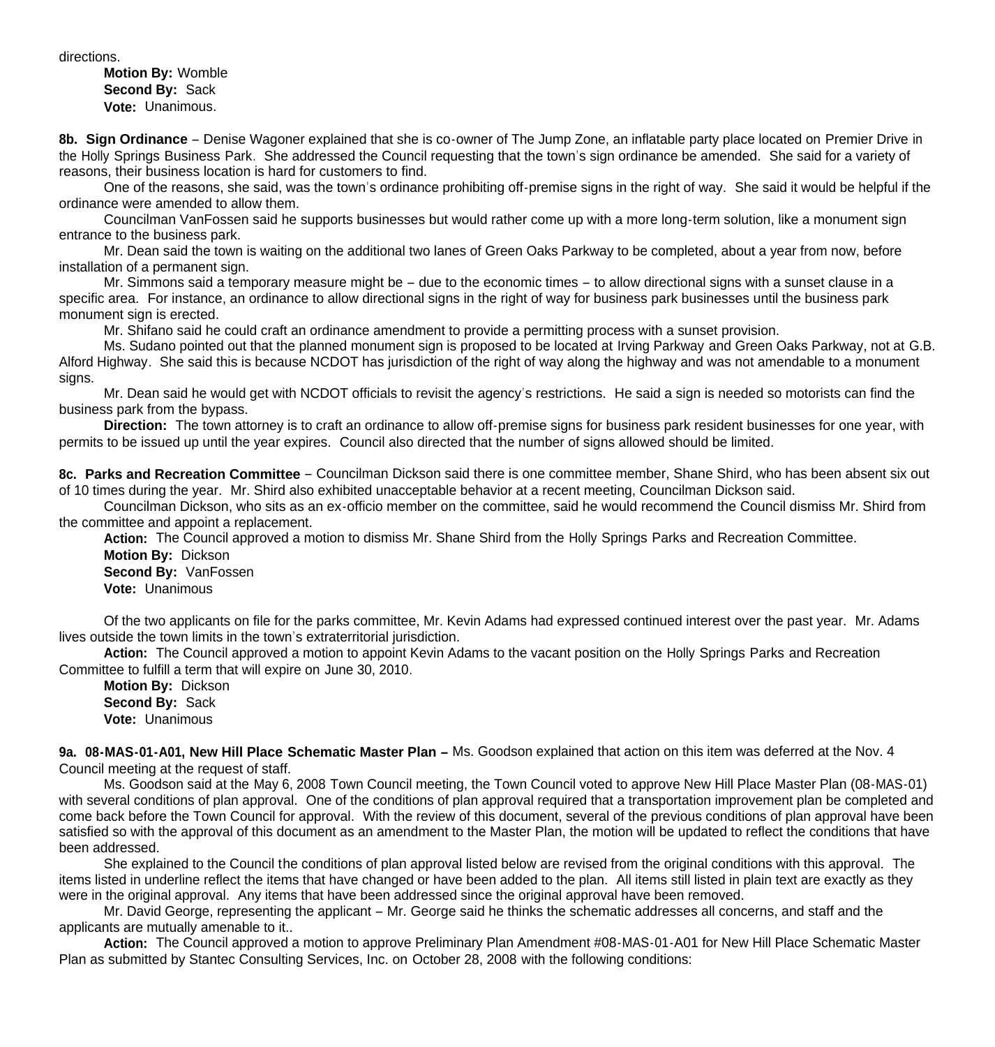directions.

**Motion By:** Womble
**Second By:** Sack
**Vote:** Unanimous.

**8b. Sign Ordinance** – Denise Wagoner explained that she is co-owner of The Jump Zone, an inflatable party place located on Premier Drive in the Holly Springs Business Park. She addressed the Council requesting that the town's sign ordinance be amended. She said for a variety of reasons, their business location is hard for customers to find.

One of the reasons, she said, was the town's ordinance prohibiting off-premise signs in the right of way. She said it would be helpful if the ordinance were amended to allow them.

Councilman VanFossen said he supports businesses but would rather come up with a more long-term solution, like a monument sign entrance to the business park.

Mr. Dean said the town is waiting on the additional two lanes of Green Oaks Parkway to be completed, about a year from now, before installation of a permanent sign.

Mr. Simmons said a temporary measure might be – due to the economic times – to allow directional signs with a sunset clause in a specific area. For instance, an ordinance to allow directional signs in the right of way for business park businesses until the business park monument sign is erected.

Mr. Shifano said he could craft an ordinance amendment to provide a permitting process with a sunset provision.

Ms. Sudano pointed out that the planned monument sign is proposed to be located at Irving Parkway and Green Oaks Parkway, not at G.B. Alford Highway. She said this is because NCDOT has jurisdiction of the right of way along the highway and was not amendable to a monument signs.

Mr. Dean said he would get with NCDOT officials to revisit the agency's restrictions. He said a sign is needed so motorists can find the business park from the bypass.

**Direction:** The town attorney is to craft an ordinance to allow off-premise signs for business park resident businesses for one year, with permits to be issued up until the year expires. Council also directed that the number of signs allowed should be limited.

**8c. Parks and Recreation Committee** – Councilman Dickson said there is one committee member, Shane Shird, who has been absent six out of 10 times during the year. Mr. Shird also exhibited unacceptable behavior at a recent meeting, Councilman Dickson said.

Councilman Dickson, who sits as an ex-officio member on the committee, said he would recommend the Council dismiss Mr. Shird from the committee and appoint a replacement.

**Action:** The Council approved a motion to dismiss Mr. Shane Shird from the Holly Springs Parks and Recreation Committee.
**Motion By:** Dickson
**Second By:** VanFossen
**Vote:** Unanimous

Of the two applicants on file for the parks committee, Mr. Kevin Adams had expressed continued interest over the past year. Mr. Adams lives outside the town limits in the town's extraterritorial jurisdiction.

**Action:** The Council approved a motion to appoint Kevin Adams to the vacant position on the Holly Springs Parks and Recreation Committee to fulfill a term that will expire on June 30, 2010.
**Motion By:** Dickson
**Second By:** Sack
**Vote:** Unanimous

**9a. 08-MAS-01-A01, New Hill Place Schematic Master Plan –** Ms. Goodson explained that action on this item was deferred at the Nov. 4 Council meeting at the request of staff.

Ms. Goodson said at the May 6, 2008 Town Council meeting, the Town Council voted to approve New Hill Place Master Plan (08-MAS-01) with several conditions of plan approval. One of the conditions of plan approval required that a transportation improvement plan be completed and come back before the Town Council for approval. With the review of this document, several of the previous conditions of plan approval have been satisfied so with the approval of this document as an amendment to the Master Plan, the motion will be updated to reflect the conditions that have been addressed.

She explained to the Council the conditions of plan approval listed below are revised from the original conditions with this approval. The items listed in underline reflect the items that have changed or have been added to the plan. All items still listed in plain text are exactly as they were in the original approval. Any items that have been addressed since the original approval have been removed.

Mr. David George, representing the applicant – Mr. George said he thinks the schematic addresses all concerns, and staff and the applicants are mutually amenable to it..

**Action:** The Council approved a motion to approve Preliminary Plan Amendment #08-MAS-01-A01 for New Hill Place Schematic Master Plan as submitted by Stantec Consulting Services, Inc. on October 28, 2008 with the following conditions: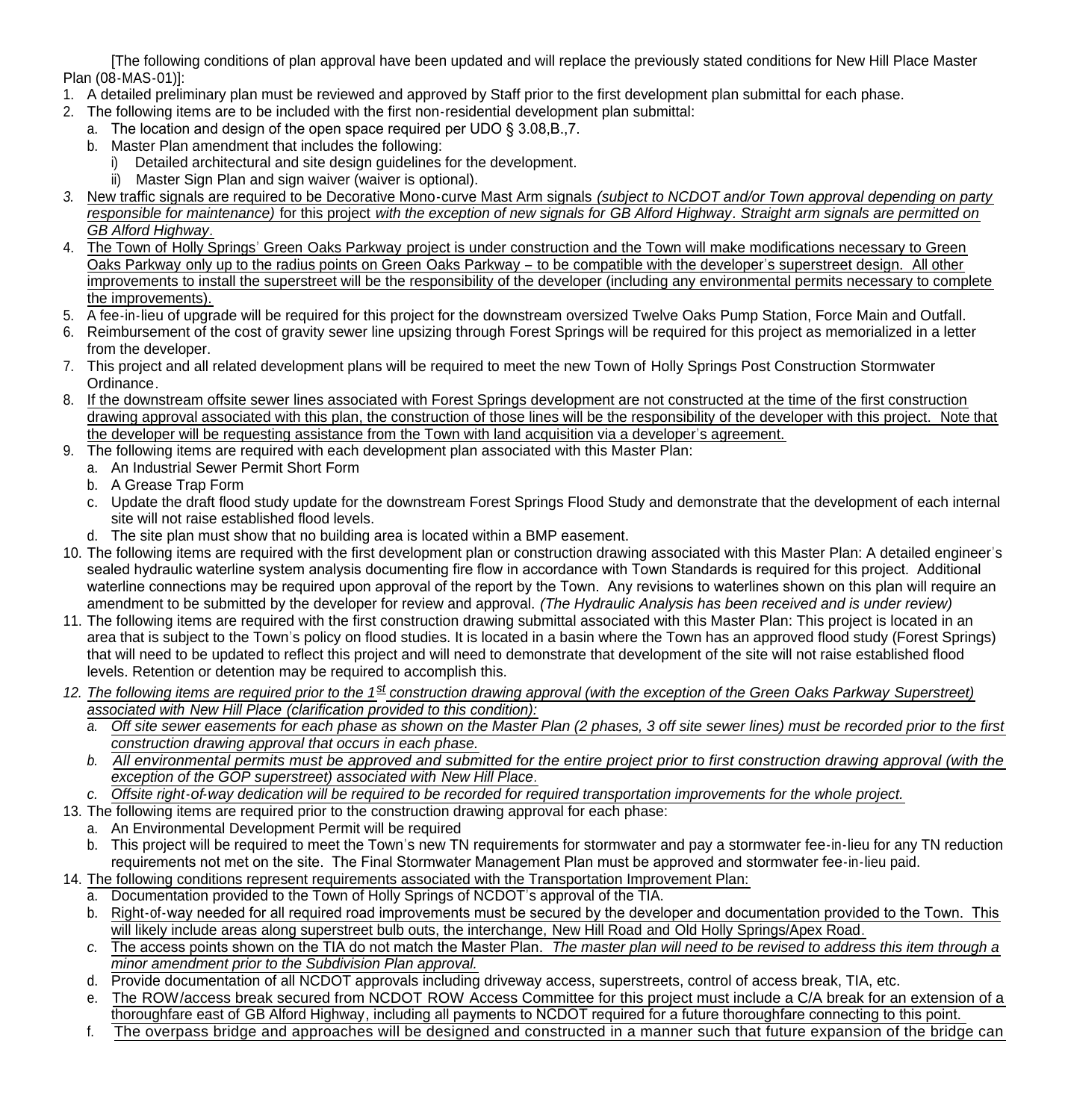[The following conditions of plan approval have been updated and will replace the previously stated conditions for New Hill Place Master Plan (08-MAS-01)]:

1. A detailed preliminary plan must be reviewed and approved by Staff prior to the first development plan submittal for each phase.
2. The following items are to be included with the first non-residential development plan submittal:
   a. The location and design of the open space required per UDO § 3.08,B.,7.
   b. Master Plan amendment that includes the following:
      i) Detailed architectural and site design guidelines for the development.
      ii) Master Sign Plan and sign waiver (waiver is optional).
3. New traffic signals are required to be Decorative Mono-curve Mast Arm signals *(subject to NCDOT and/or Town approval depending on party responsible for maintenance)* for this project *with the exception of new signals for GB Alford Highway. Straight arm signals are permitted on GB Alford Highway.*
4. The Town of Holly Springs' Green Oaks Parkway project is under construction and the Town will make modifications necessary to Green Oaks Parkway only up to the radius points on Green Oaks Parkway – to be compatible with the developer's superstreet design. All other improvements to install the superstreet will be the responsibility of the developer (including any environmental permits necessary to complete the improvements).
5. A fee-in-lieu of upgrade will be required for this project for the downstream oversized Twelve Oaks Pump Station, Force Main and Outfall.
6. Reimbursement of the cost of gravity sewer line upsizing through Forest Springs will be required for this project as memorialized in a letter from the developer.
7. This project and all related development plans will be required to meet the new Town of Holly Springs Post Construction Stormwater Ordinance.
8. If the downstream offsite sewer lines associated with Forest Springs development are not constructed at the time of the first construction drawing approval associated with this plan, the construction of those lines will be the responsibility of the developer with this project. Note that the developer will be requesting assistance from the Town with land acquisition via a developer's agreement.
9. The following items are required with each development plan associated with this Master Plan:
   a. An Industrial Sewer Permit Short Form
   b. A Grease Trap Form
   c. Update the draft flood study update for the downstream Forest Springs Flood Study and demonstrate that the development of each internal site will not raise established flood levels.
   d. The site plan must show that no building area is located within a BMP easement.
10. The following items are required with the first development plan or construction drawing associated with this Master Plan: A detailed engineer's sealed hydraulic waterline system analysis documenting fire flow in accordance with Town Standards is required for this project. Additional waterline connections may be required upon approval of the report by the Town. Any revisions to waterlines shown on this plan will require an amendment to be submitted by the developer for review and approval. *(The Hydraulic Analysis has been received and is under review)*
11. The following items are required with the first construction drawing submittal associated with this Master Plan: This project is located in an area that is subject to the Town's policy on flood studies. It is located in a basin where the Town has an approved flood study (Forest Springs) that will need to be updated to reflect this project and will need to demonstrate that development of the site will not raise established flood levels. Retention or detention may be required to accomplish this.
12. *The following items are required prior to the 1st construction drawing approval (with the exception of the Green Oaks Parkway Superstreet) associated with New Hill Place (clarification provided to this condition):*
    a. *Off site sewer easements for each phase as shown on the Master Plan (2 phases, 3 off site sewer lines) must be recorded prior to the first construction drawing approval that occurs in each phase.*
    b. *All environmental permits must be approved and submitted for the entire project prior to first construction drawing approval (with the exception of the GOP superstreet) associated with New Hill Place.*
    c. *Offsite right-of-way dedication will be required to be recorded for required transportation improvements for the whole project.*
13. The following items are required prior to the construction drawing approval for each phase:
    a. An Environmental Development Permit will be required
    b. This project will be required to meet the Town's new TN requirements for stormwater and pay a stormwater fee-in-lieu for any TN reduction requirements not met on the site. The Final Stormwater Management Plan must be approved and stormwater fee-in-lieu paid.
14. The following conditions represent requirements associated with the Transportation Improvement Plan:
    a. Documentation provided to the Town of Holly Springs of NCDOT's approval of the TIA.
    b. Right-of-way needed for all required road improvements must be secured by the developer and documentation provided to the Town. This will likely include areas along superstreet bulb outs, the interchange, New Hill Road and Old Holly Springs/Apex Road.
    c. The access points shown on the TIA do not match the Master Plan. *The master plan will need to be revised to address this item through a minor amendment prior to the Subdivision Plan approval.*
    d. Provide documentation of all NCDOT approvals including driveway access, superstreets, control of access break, TIA, etc.
    e. The ROW/access break secured from NCDOT ROW Access Committee for this project must include a C/A break for an extension of a thoroughfare east of GB Alford Highway, including all payments to NCDOT required for a future thoroughfare connecting to this point.
    f. The overpass bridge and approaches will be designed and constructed in a manner such that future expansion of the bridge can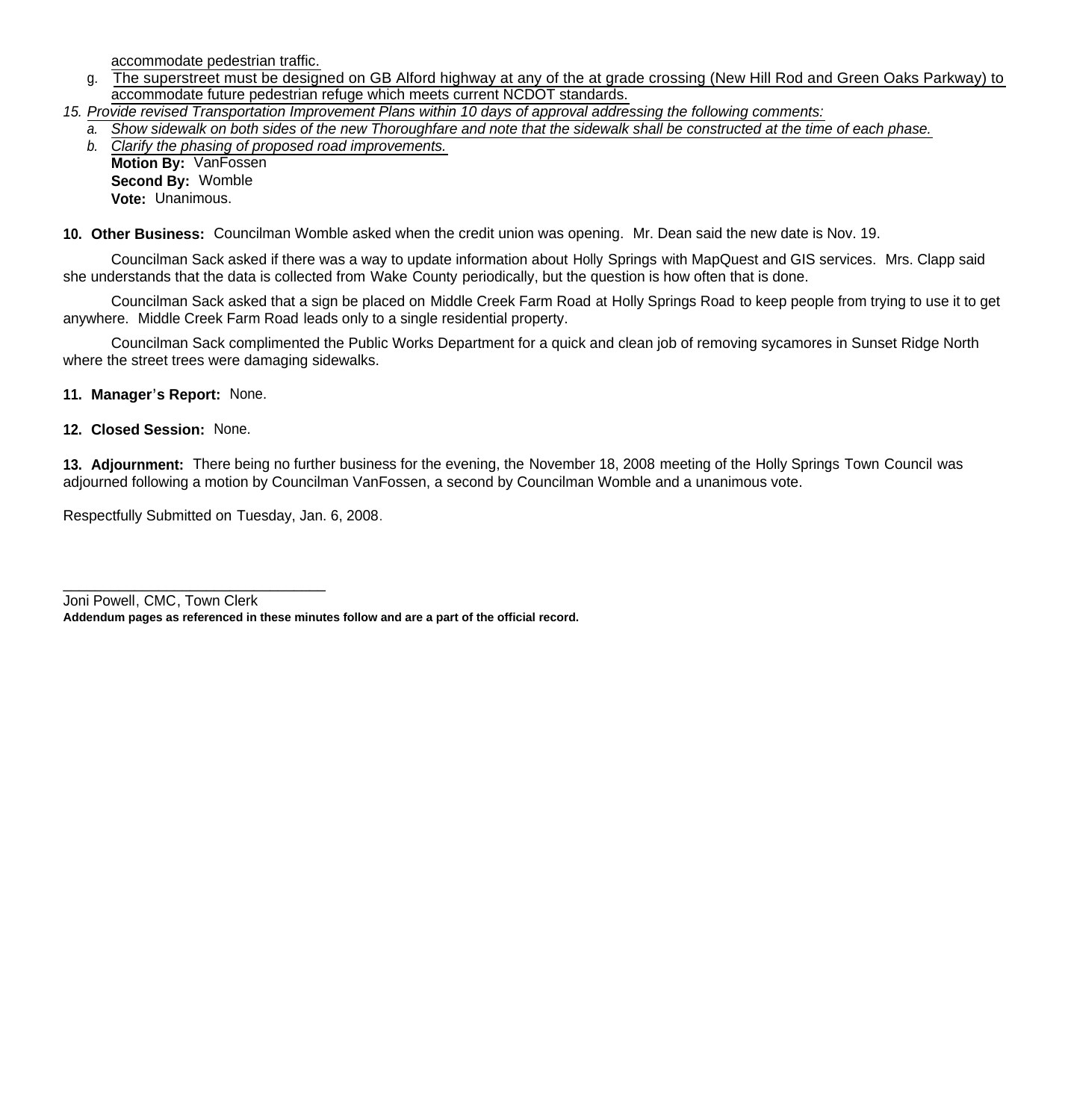accommodate pedestrian traffic.

g. The superstreet must be designed on GB Alford highway at any of the at grade crossing (New Hill Rod and Green Oaks Parkway) to accommodate future pedestrian refuge which meets current NCDOT standards.

15. *Provide revised Transportation Improvement Plans within 10 days of approval addressing the following comments:*

   a. *Show sidewalk on both sides of the new Thoroughfare and note that the sidewalk shall be constructed at the time of each phase.*

   b. *Clarify the phasing of proposed road improvements.*

**Motion By:** VanFossen
**Second By:** Womble
**Vote:** Unanimous.

**10. Other Business:** Councilman Womble asked when the credit union was opening. Mr. Dean said the new date is Nov. 19.

Councilman Sack asked if there was a way to update information about Holly Springs with MapQuest and GIS services. Mrs. Clapp said she understands that the data is collected from Wake County periodically, but the question is how often that is done.

Councilman Sack asked that a sign be placed on Middle Creek Farm Road at Holly Springs Road to keep people from trying to use it to get anywhere. Middle Creek Farm Road leads only to a single residential property.

Councilman Sack complimented the Public Works Department for a quick and clean job of removing sycamores in Sunset Ridge North where the street trees were damaging sidewalks.

**11. Manager's Report:** None.

**12. Closed Session:** None.

**13. Adjournment:** There being no further business for the evening, the November 18, 2008 meeting of the Holly Springs Town Council was adjourned following a motion by Councilman VanFossen, a second by Councilman Womble and a unanimous vote.

Respectfully Submitted on Tuesday, Jan. 6, 2008.

\_\_\_\_\_\_\_\_\_\_\_\_\_\_\_\_\_\_\_\_\_\_\_\_\_\_\_\_\_\_\_\_\_\_

Joni Powell, CMC, Town Clerk

**Addendum pages as referenced in these minutes follow and are a part of the official record.**